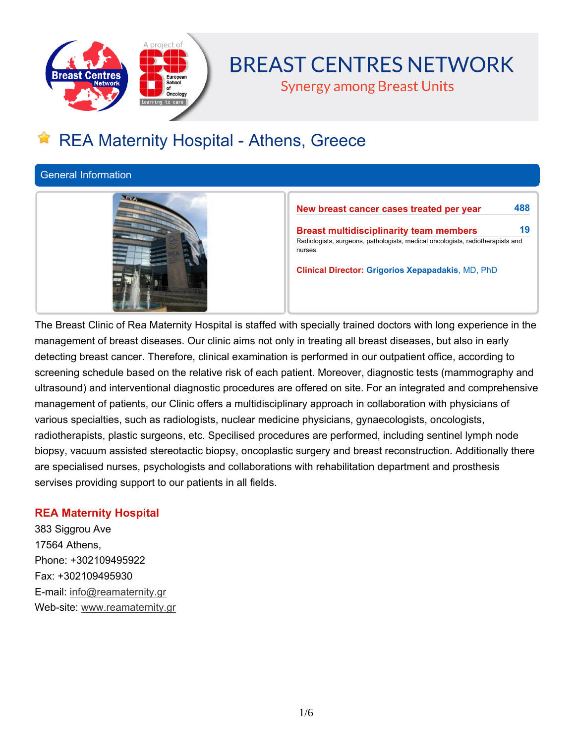# BREAST CENTRES NETWORK

Synergy among Breast Units

## REA Maternity Hospital - Athens, Greece

### General Information

**New breast cancer cases treated per year** 488

**Breast multidisciplinarity team members** 19

Radiologists, surgeons, pathologists, medical oncologists, radiotherapists and nurses

**Clinical Director:** **Grigorios Xepapadakis**, MD, PhD

The Breast Clinic of Rea Maternity Hospital is staffed with specially trained doctors with long experience in the management of breast diseases. Our clinic aims not only in treating all breast diseases, but also in early detecting breast cancer. Therefore, clinical examination is performed in our outpatient office, according to screening schedule based on the relative risk of each patient. Moreover, diagnostic tests (mammography and ultrasound) and interventional diagnostic procedures are offered on site. For an integrated and comprehensive management of patients, our Clinic offers a multidisciplinary approach in collaboration with physicians of various specialties, such as radiologists, nuclear medicine physicians, gynaecologists, oncologists, radiotherapists, plastic surgeons, etc. Specilised procedures are performed, including sentinel lymph node biopsy, vacuum assisted stereotactic biopsy, oncoplastic surgery and breast reconstruction. Additionally there are specialised nurses, psychologists and collaborations with rehabilitation department and prosthesis servises providing support to our patients in all fields.

### REA Maternity Hospital

383 Siggrou Ave
17564 Athens,
Phone: +302109495922
Fax: +302109495930
E-mail: info@reamaternity.gr
Web-site: www.reamaternity.gr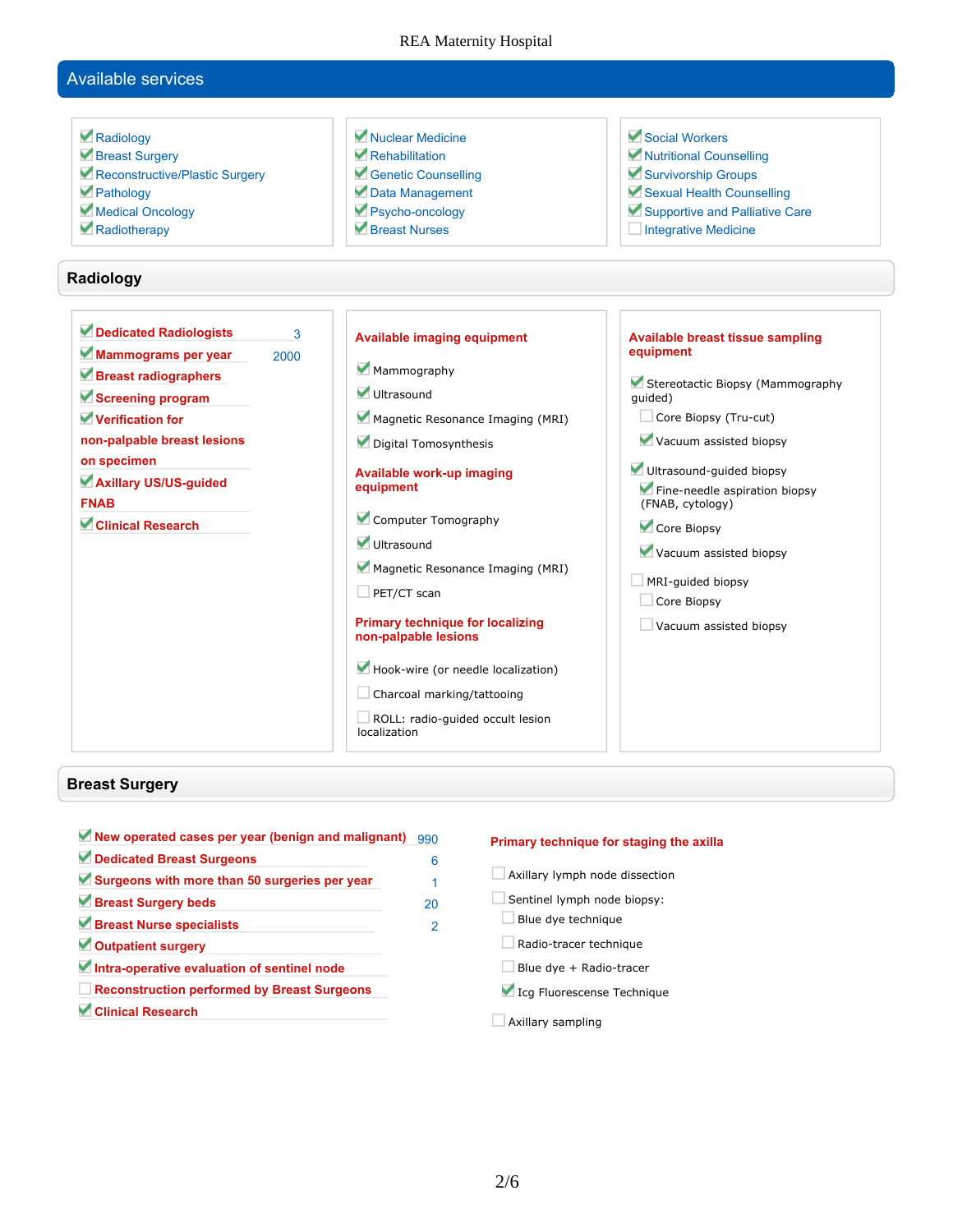## Available services

- ☑ Radiology
- ☑ Breast Surgery
- ☑ Reconstructive/Plastic Surgery
- ☑ Pathology
- ☑ Medical Oncology
- ☑ Radiotherapy
- ☑ Nuclear Medicine
- ☑ Rehabilitation
- ☑ Genetic Counselling
- ☑ Data Management
- ☑ Psycho-oncology
- ☑ Breast Nurses
- ☑ Social Workers
- ☑ Nutritional Counselling
- ☑ Survivorship Groups
- ☑ Sexual Health Counselling
- ☑ Supportive and Palliative Care
- ☐ Integrative Medicine

## Radiology

| | |
|---|---|
| ☑ **Dedicated Radiologists** | 3 |
| ☑ **Mammograms per year** | 2000 |
| ☑ **Breast radiographers** | |
| ☑ **Screening program** | |
| ☑ **Verification for non-palpable breast lesions on specimen** | |
| ☑ **Axillary US/US-guided FNAB** | |
| ☑ **Clinical Research** | |

**Available imaging equipment**

- ☑ Mammography
- ☑ Ultrasound
- ☑ Magnetic Resonance Imaging (MRI)
- ☑ Digital Tomosynthesis

**Available work-up imaging equipment**

- ☑ Computer Tomography
- ☑ Ultrasound
- ☑ Magnetic Resonance Imaging (MRI)
- ☐ PET/CT scan

**Primary technique for localizing non-palpable lesions**

- ☑ Hook-wire (or needle localization)
- ☐ Charcoal marking/tattooing
- ☐ ROLL: radio-guided occult lesion localization

**Available breast tissue sampling equipment**

- ☑ Stereotactic Biopsy (Mammography guided)
  - ☐ Core Biopsy (Tru-cut)
  - ☑ Vacuum assisted biopsy
- ☑ Ultrasound-guided biopsy
  - ☑ Fine-needle aspiration biopsy (FNAB, cytology)
  - ☑ Core Biopsy
  - ☑ Vacuum assisted biopsy
- ☐ MRI-guided biopsy
  - ☐ Core Biopsy
  - ☐ Vacuum assisted biopsy

## Breast Surgery

| | |
|---|---|
| ☑ **New operated cases per year (benign and malignant)** | 990 |
| ☑ **Dedicated Breast Surgeons** | 6 |
| ☑ **Surgeons with more than 50 surgeries per year** | 1 |
| ☑ **Breast Surgery beds** | 20 |
| ☑ **Breast Nurse specialists** | 2 |
| ☑ **Outpatient surgery** | |
| ☑ **Intra-operative evaluation of sentinel node** | |
| ☐ **Reconstruction performed by Breast Surgeons** | |
| ☑ **Clinical Research** | |

**Primary technique for staging the axilla**

- ☐ Axillary lymph node dissection
- ☐ Sentinel lymph node biopsy:
  - ☐ Blue dye technique
  - ☐ Radio-tracer technique
  - ☐ Blue dye + Radio-tracer
  - ☑ Icg Fluorescense Technique
- ☐ Axillary sampling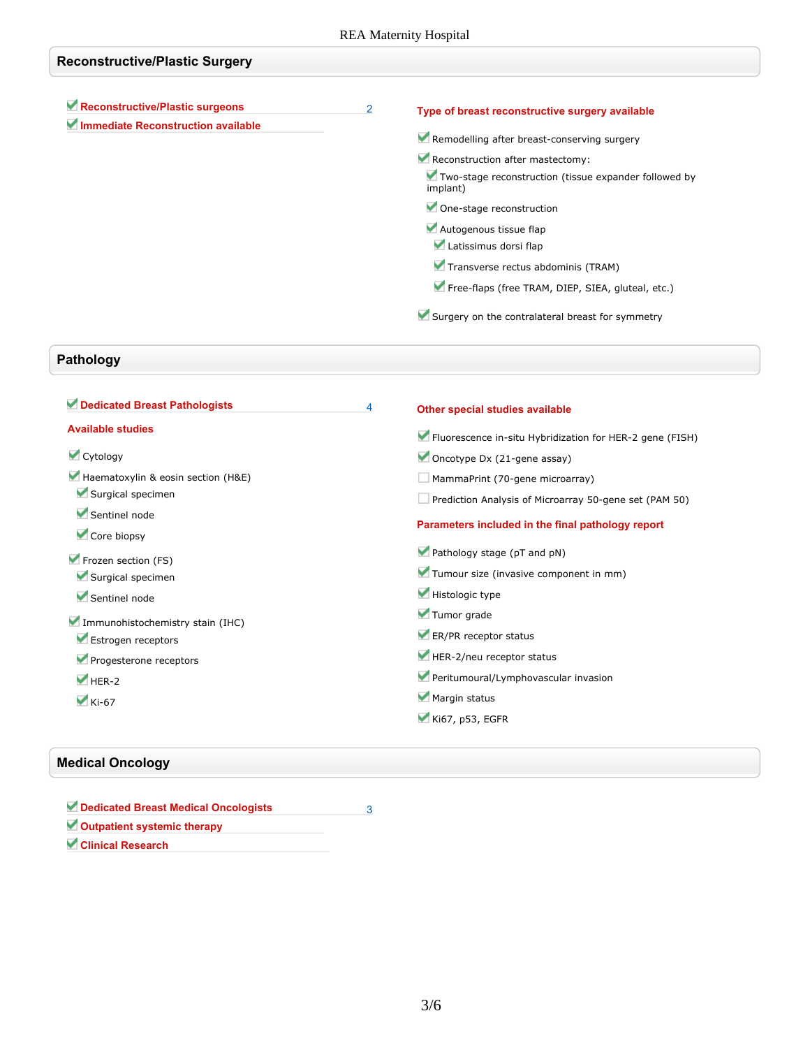## Reconstructive/Plastic Surgery

- [x] **Reconstructive/Plastic surgeons** 2
- [x] **Immediate Reconstruction available**

**Type of breast reconstructive surgery available**

- [x] Remodelling after breast-conserving surgery
- [x] Reconstruction after mastectomy:
  - [x] Two-stage reconstruction (tissue expander followed by implant)
  - [x] One-stage reconstruction
  - [x] Autogenous tissue flap
    - [x] Latissimus dorsi flap
    - [x] Transverse rectus abdominis (TRAM)
    - [x] Free-flaps (free TRAM, DIEP, SIEA, gluteal, etc.)
- [x] Surgery on the contralateral breast for symmetry

## Pathology

- [x] **Dedicated Breast Pathologists** 4

**Available studies**

- [x] Cytology
- [x] Haematoxylin & eosin section (H&E)
  - [x] Surgical specimen
  - [x] Sentinel node
  - [x] Core biopsy
- [x] Frozen section (FS)
  - [x] Surgical specimen
  - [x] Sentinel node
- [x] Immunohistochemistry stain (IHC)
  - [x] Estrogen receptors
  - [x] Progesterone receptors
  - [x] HER-2
  - [x] Ki-67

**Other special studies available**

- [x] Fluorescence in-situ Hybridization for HER-2 gene (FISH)
- [x] Oncotype Dx (21-gene assay)
- [ ] MammaPrint (70-gene microarray)
- [ ] Prediction Analysis of Microarray 50-gene set (PAM 50)

**Parameters included in the final pathology report**

- [x] Pathology stage (pT and pN)
- [x] Tumour size (invasive component in mm)
- [x] Histologic type
- [x] Tumor grade
- [x] ER/PR receptor status
- [x] HER-2/neu receptor status
- [x] Peritumoural/Lymphovascular invasion
- [x] Margin status
- [x] Ki67, p53, EGFR

## Medical Oncology

- [x] **Dedicated Breast Medical Oncologists** 3
- [x] **Outpatient systemic therapy**
- [x] **Clinical Research**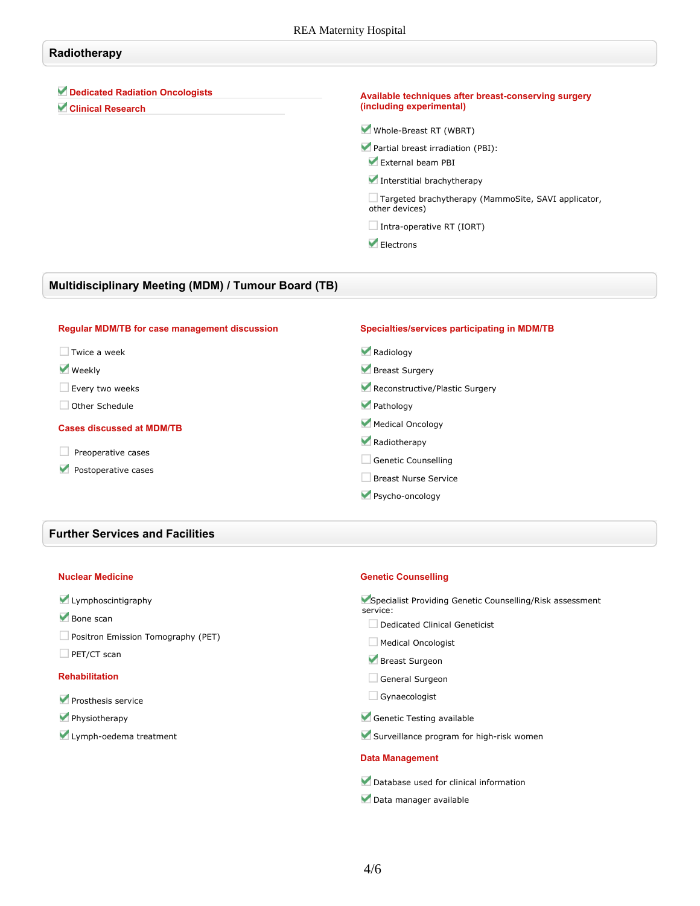## Radiotherapy

- [x] **Dedicated Radiation Oncologists**
- [x] **Clinical Research**

**Available techniques after breast-conserving surgery (including experimental)**

- [x] Whole-Breast RT (WBRT)
- [x] Partial breast irradiation (PBI):
  - [x] External beam PBI
  - [x] Interstitial brachytherapy
  - [ ] Targeted brachytherapy (MammoSite, SAVI applicator, other devices)
  - [ ] Intra-operative RT (IORT)
  - [x] Electrons

## Multidisciplinary Meeting (MDM) / Tumour Board (TB)

**Regular MDM/TB for case management discussion**

- [ ] Twice a week
- [x] Weekly
- [ ] Every two weeks
- [ ] Other Schedule

**Cases discussed at MDM/TB**

- [ ] Preoperative cases
- [x] Postoperative cases

**Specialties/services participating in MDM/TB**

- [x] Radiology
- [x] Breast Surgery
- [x] Reconstructive/Plastic Surgery
- [x] Pathology
- [x] Medical Oncology
- [x] Radiotherapy
- [ ] Genetic Counselling
- [ ] Breast Nurse Service
- [x] Psycho-oncology

## Further Services and Facilities

**Nuclear Medicine**

- [x] Lymphoscintigraphy
- [x] Bone scan
- [ ] Positron Emission Tomography (PET)
- [ ] PET/CT scan

**Rehabilitation**

- [x] Prosthesis service
- [x] Physiotherapy
- [x] Lymph-oedema treatment

**Genetic Counselling**

- [x] Specialist Providing Genetic Counselling/Risk assessment service:
  - [ ] Dedicated Clinical Geneticist
  - [ ] Medical Oncologist
  - [x] Breast Surgeon
  - [ ] General Surgeon
  - [ ] Gynaecologist
- [x] Genetic Testing available
- [x] Surveillance program for high-risk women

**Data Management**

- [x] Database used for clinical information
- [x] Data manager available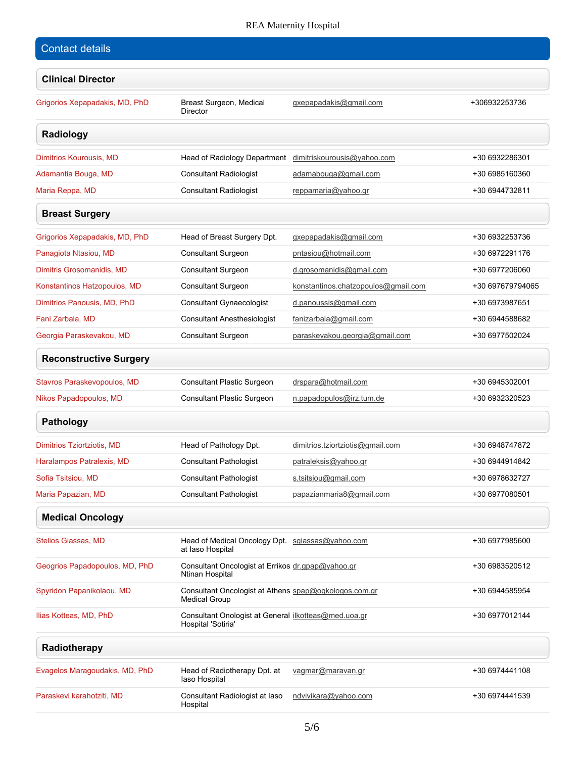## Contact details

### Clinical Director

| | | | |
|---|---|---|---|
| Grigorios Xepapadakis, MD, PhD | Breast Surgeon, Medical Director | gxepapadakis@gmail.com | +306932253736 |

### Radiology

| | | | |
|---|---|---|---|
| Dimitrios Kourousis, MD | Head of Radiology Department | dimitriskourousis@yahoo.com | +30 6932286301 |
| Adamantia Bouga, MD | Consultant Radiologist | adamabouga@gmail.com | +30 6985160360 |
| Maria Reppa, MD | Consultant Radiologist | reppamaria@yahoo.gr | +30 6944732811 |

### Breast Surgery

| | | | |
|---|---|---|---|
| Grigorios Xepapadakis, MD, PhD | Head of Breast Surgery Dpt. | gxepapadakis@gmail.com | +30 6932253736 |
| Panagiota Ntasiou, MD | Consultant Surgeon | pntasiou@hotmail.com | +30 6972291176 |
| Dimitris Grosomanidis, MD | Consultant Surgeon | d.grosomanidis@gmail.com | +30 6977206060 |
| Konstantinos Hatzopoulos, MD | Consultant Surgeon | konstantinos.chatzopoulos@gmail.com | +30 697679794065 |
| Dimitrios Panousis, MD, PhD | Consultant Gynaecologist | d.panoussis@gmail.com | +30 6973987651 |
| Fani Zarbala, MD | Consultant Anesthesiologist | fanizarbala@gmail.com | +30 6944588682 |
| Georgia Paraskevakou, MD | Consultant Surgeon | paraskevakou.georgia@gmail.com | +30 6977502024 |

### Reconstructive Surgery

| | | | |
|---|---|---|---|
| Stavros Paraskevopoulos, MD | Consultant Plastic Surgeon | drspara@hotmail.com | +30 6945302001 |
| Nikos Papadopoulos, MD | Consultant Plastic Surgeon | n.papadopulos@irz.tum.de | +30 6932320523 |

### Pathology

| | | | |
|---|---|---|---|
| Dimitrios Tziortziotis, MD | Head of Pathology Dpt. | dimitrios.tziortziotis@gmail.com | +30 6948747872 |
| Haralampos Patralexis, MD | Consultant Pathologist | patraleksis@yahoo.gr | +30 6944914842 |
| Sofia Tsitsiou, MD | Consultant Pathologist | s.tsitsiou@gmail.com | +30 6978632727 |
| Maria Papazian, MD | Consultant Pathologist | papazianmaria8@gmail.com | +30 6977080501 |

### Medical Oncology

| | | | |
|---|---|---|---|
| Stelios Giassas, MD | Head of Medical Oncology Dpt. at Iaso Hospital | sgiassas@yahoo.com | +30 6977985600 |
| Geogrios Papadopoulos, MD, PhD | Consultant Oncologist at Errikos Ntinan Hospital | dr.gpap@yahoo.gr | +30 6983520512 |
| Spyridon Papanikolaou, MD | Consultant Oncologist at Athens Medical Group | spap@ogkologos.com.gr | +30 6944585954 |
| Ilias Kotteas, MD, PhD | Consultant Onologist at General Hospital 'Sotiria' | ilkotteas@med.uoa.gr | +30 6977012144 |

### Radiotherapy

| | | | |
|---|---|---|---|
| Evagelos Maragoudakis, MD, PhD | Head of Radiotherapy Dpt. at Iaso Hospital | vagmar@maravan.gr | +30 6974441108 |
| Paraskevi karahotziti, MD | Consultant Radiologist at Iaso Hospital | ndvivikara@yahoo.com | +30 6974441539 |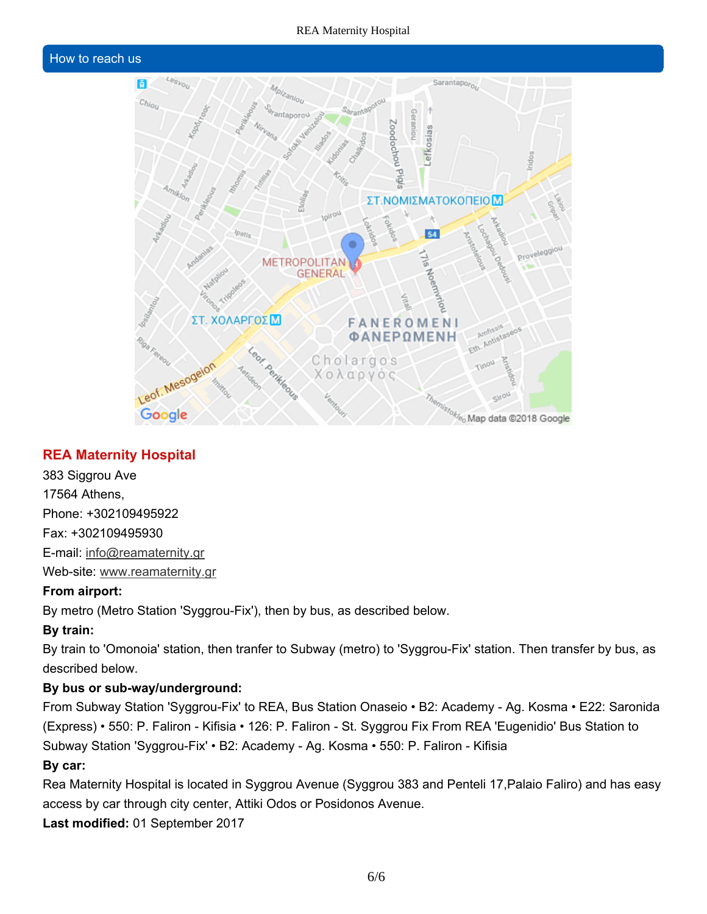## How to reach us

### REA Maternity Hospital

383 Siggrou Ave
17564 Athens,
Phone: +302109495922
Fax: +302109495930
E-mail: info@reamaternity.gr
Web-site: www.reamaternity.gr

**From airport:**

By metro (Metro Station 'Syggrou-Fix'), then by bus, as described below.

**By train:**

By train to 'Omonoia' station, then tranfer to Subway (metro) to 'Syggrou-Fix' station. Then transfer by bus, as described below.

**By bus or sub-way/underground:**

From Subway Station 'Syggrou-Fix' to REA, Bus Station Onaseio • B2: Academy - Ag. Kosma • E22: Saronida (Express) • 550: P. Faliron - Kifisia • 126: P. Faliron - St. Syggrou Fix From REA 'Eugenidio' Bus Station to Subway Station 'Syggrou-Fix' • B2: Academy - Ag. Kosma • 550: P. Faliron - Kifisia

**By car:**

Rea Maternity Hospital is located in Syggrou Avenue (Syggrou 383 and Penteli 17,Palaio Faliro) and has easy access by car through city center, Attiki Odos or Posidonos Avenue.

**Last modified:** 01 September 2017